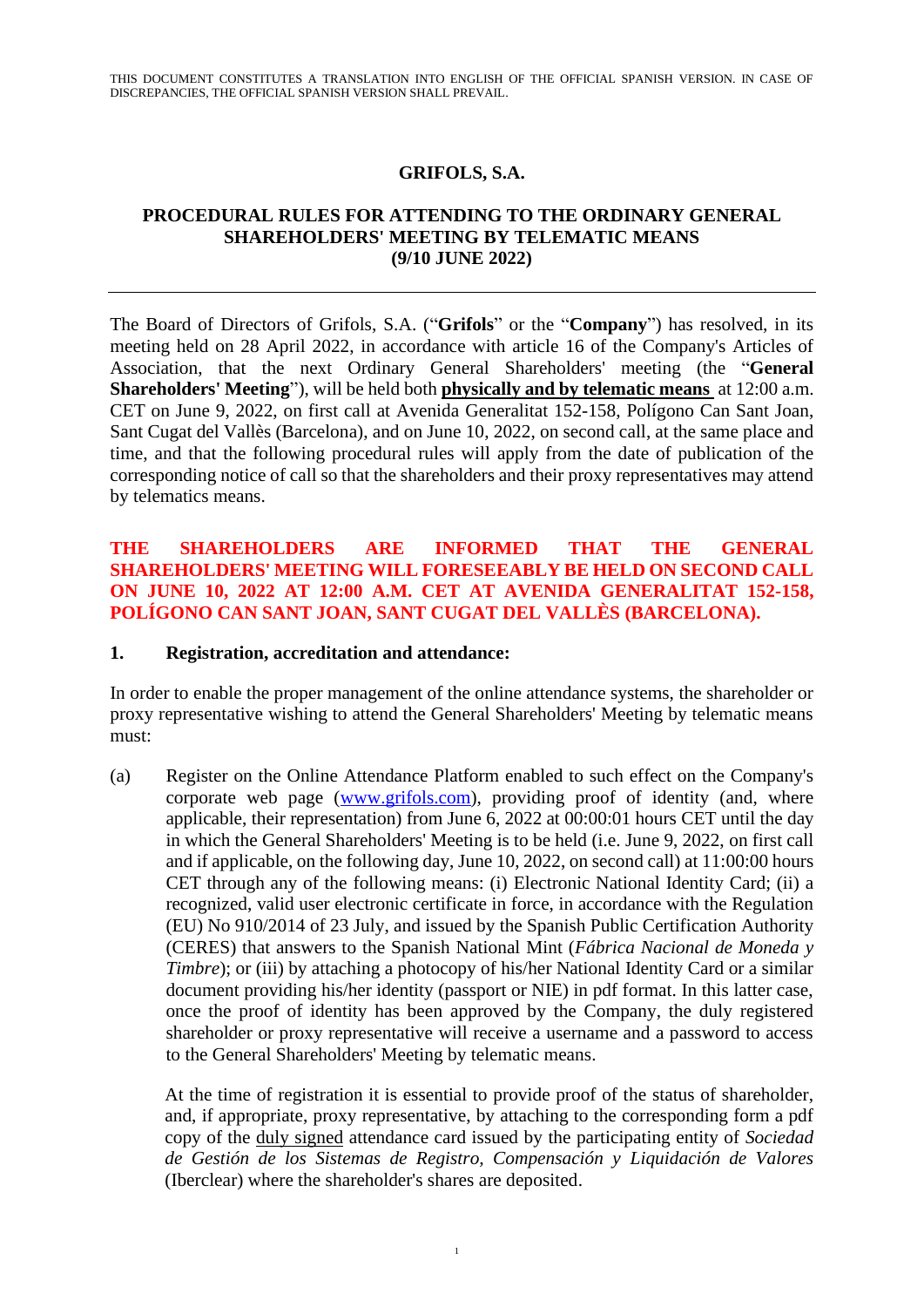THIS DOCUMENT CONSTITUTES A TRANSLATION INTO ENGLISH OF THE OFFICIAL SPANISH VERSION. IN CASE OF DISCREPANCIES, THE OFFICIAL SPANISH VERSION SHALL PREVAIL.

# GRIFOLS, S.A.

## PROCEDURAL RULES FOR ATTENDING TO THE ORDINARY GENERAL SHAREHOLDERS' MEETING BY TELEMATIC MEANS (9/10 JUNE 2022)

---

The Board of Directors of Grifols, S.A. ("**Grifols**" or the "**Company**") has resolved, in its meeting held on 28 April 2022, in accordance with article 16 of the Company's Articles of Association, that the next Ordinary General Shareholders' meeting (the "**General Shareholders' Meeting**"), will be held both **physically and by telematic means** at 12:00 a.m. CET on June 9, 2022, on first call at Avenida Generalitat 152-158, Polígono Can Sant Joan, Sant Cugat del Vallès (Barcelona), and on June 10, 2022, on second call, at the same place and time, and that the following procedural rules will apply from the date of publication of the corresponding notice of call so that the shareholders and their proxy representatives may attend by telematics means.

**THE SHAREHOLDERS ARE INFORMED THAT THE GENERAL SHAREHOLDERS' MEETING WILL FORESEEABLY BE HELD ON SECOND CALL ON JUNE 10, 2022 AT 12:00 A.M. CET AT AVENIDA GENERALITAT 152-158, POLÍGONO CAN SANT JOAN, SANT CUGAT DEL VALLÈS (BARCELONA).**

### 1. Registration, accreditation and attendance:

In order to enable the proper management of the online attendance systems, the shareholder or proxy representative wishing to attend the General Shareholders' Meeting by telematic means must:

(a) Register on the Online Attendance Platform enabled to such effect on the Company's corporate web page (www.grifols.com), providing proof of identity (and, where applicable, their representation) from June 6, 2022 at 00:00:01 hours CET until the day in which the General Shareholders' Meeting is to be held (i.e. June 9, 2022, on first call and if applicable, on the following day, June 10, 2022, on second call) at 11:00:00 hours CET through any of the following means: (i) Electronic National Identity Card; (ii) a recognized, valid user electronic certificate in force, in accordance with the Regulation (EU) No 910/2014 of 23 July, and issued by the Spanish Public Certification Authority (CERES) that answers to the Spanish National Mint (*Fábrica Nacional de Moneda y Timbre*); or (iii) by attaching a photocopy of his/her National Identity Card or a similar document providing his/her identity (passport or NIE) in pdf format. In this latter case, once the proof of identity has been approved by the Company, the duly registered shareholder or proxy representative will receive a username and a password to access to the General Shareholders' Meeting by telematic means.

At the time of registration it is essential to provide proof of the status of shareholder, and, if appropriate, proxy representative, by attaching to the corresponding form a pdf copy of the duly signed attendance card issued by the participating entity of *Sociedad de Gestión de los Sistemas de Registro, Compensación y Liquidación de Valores* (Iberclear) where the shareholder's shares are deposited.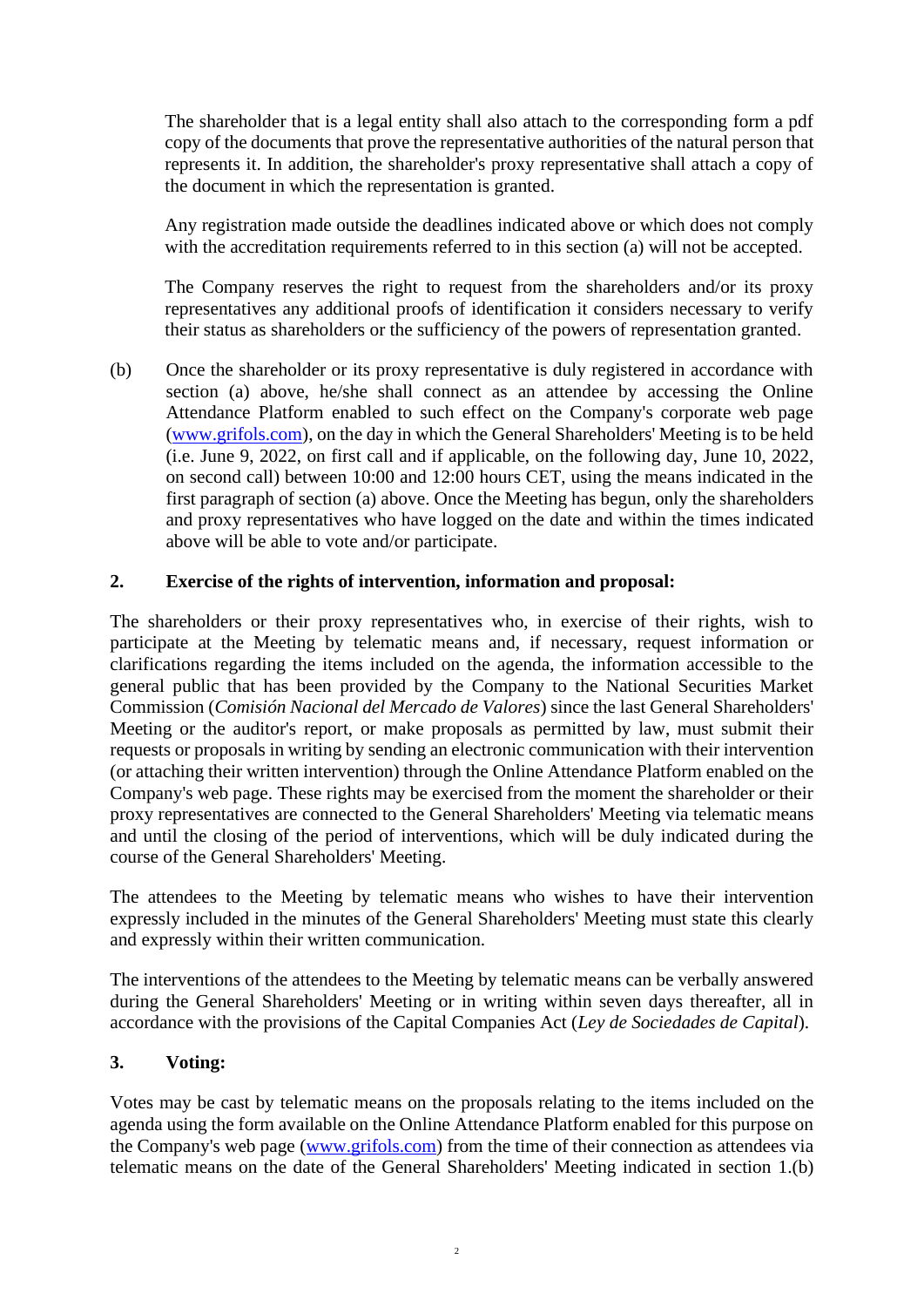The shareholder that is a legal entity shall also attach to the corresponding form a pdf copy of the documents that prove the representative authorities of the natural person that represents it. In addition, the shareholder's proxy representative shall attach a copy of the document in which the representation is granted.

Any registration made outside the deadlines indicated above or which does not comply with the accreditation requirements referred to in this section (a) will not be accepted.

The Company reserves the right to request from the shareholders and/or its proxy representatives any additional proofs of identification it considers necessary to verify their status as shareholders or the sufficiency of the powers of representation granted.

(b) Once the shareholder or its proxy representative is duly registered in accordance with section (a) above, he/she shall connect as an attendee by accessing the Online Attendance Platform enabled to such effect on the Company's corporate web page (www.grifols.com), on the day in which the General Shareholders' Meeting is to be held (i.e. June 9, 2022, on first call and if applicable, on the following day, June 10, 2022, on second call) between 10:00 and 12:00 hours CET, using the means indicated in the first paragraph of section (a) above. Once the Meeting has begun, only the shareholders and proxy representatives who have logged on the date and within the times indicated above will be able to vote and/or participate.

## 2. Exercise of the rights of intervention, information and proposal:

The shareholders or their proxy representatives who, in exercise of their rights, wish to participate at the Meeting by telematic means and, if necessary, request information or clarifications regarding the items included on the agenda, the information accessible to the general public that has been provided by the Company to the National Securities Market Commission (*Comisión Nacional del Mercado de Valores*) since the last General Shareholders' Meeting or the auditor's report, or make proposals as permitted by law, must submit their requests or proposals in writing by sending an electronic communication with their intervention (or attaching their written intervention) through the Online Attendance Platform enabled on the Company's web page. These rights may be exercised from the moment the shareholder or their proxy representatives are connected to the General Shareholders' Meeting via telematic means and until the closing of the period of interventions, which will be duly indicated during the course of the General Shareholders' Meeting.

The attendees to the Meeting by telematic means who wishes to have their intervention expressly included in the minutes of the General Shareholders' Meeting must state this clearly and expressly within their written communication.

The interventions of the attendees to the Meeting by telematic means can be verbally answered during the General Shareholders' Meeting or in writing within seven days thereafter, all in accordance with the provisions of the Capital Companies Act (*Ley de Sociedades de Capital*).

## 3. Voting:

Votes may be cast by telematic means on the proposals relating to the items included on the agenda using the form available on the Online Attendance Platform enabled for this purpose on the Company's web page (www.grifols.com) from the time of their connection as attendees via telematic means on the date of the General Shareholders' Meeting indicated in section 1.(b)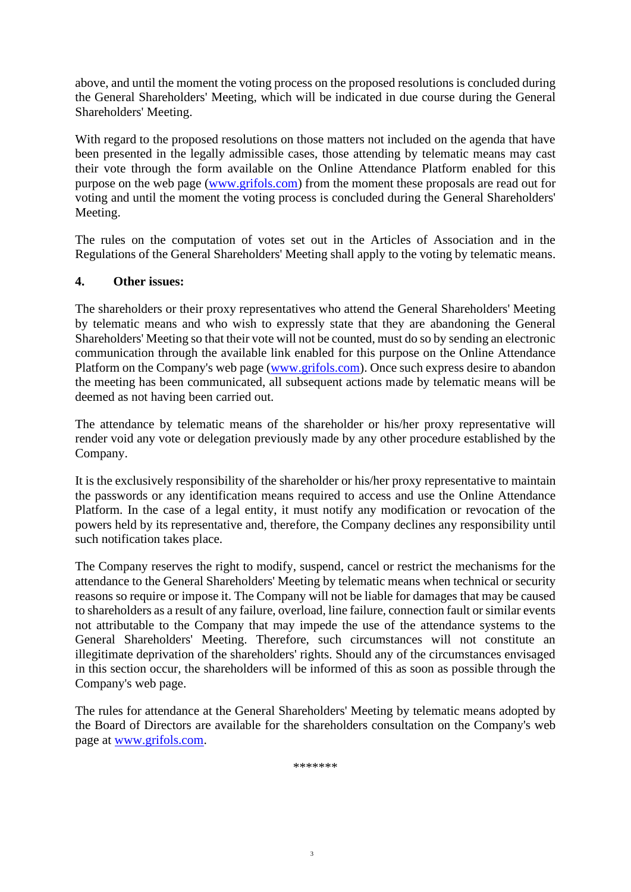above, and until the moment the voting process on the proposed resolutions is concluded during the General Shareholders' Meeting, which will be indicated in due course during the General Shareholders' Meeting.

With regard to the proposed resolutions on those matters not included on the agenda that have been presented in the legally admissible cases, those attending by telematic means may cast their vote through the form available on the Online Attendance Platform enabled for this purpose on the web page (www.grifols.com) from the moment these proposals are read out for voting and until the moment the voting process is concluded during the General Shareholders' Meeting.

The rules on the computation of votes set out in the Articles of Association and in the Regulations of the General Shareholders' Meeting shall apply to the voting by telematic means.

**4. Other issues:**

The shareholders or their proxy representatives who attend the General Shareholders' Meeting by telematic means and who wish to expressly state that they are abandoning the General Shareholders' Meeting so that their vote will not be counted, must do so by sending an electronic communication through the available link enabled for this purpose on the Online Attendance Platform on the Company's web page (www.grifols.com). Once such express desire to abandon the meeting has been communicated, all subsequent actions made by telematic means will be deemed as not having been carried out.

The attendance by telematic means of the shareholder or his/her proxy representative will render void any vote or delegation previously made by any other procedure established by the Company.

It is the exclusively responsibility of the shareholder or his/her proxy representative to maintain the passwords or any identification means required to access and use the Online Attendance Platform. In the case of a legal entity, it must notify any modification or revocation of the powers held by its representative and, therefore, the Company declines any responsibility until such notification takes place.

The Company reserves the right to modify, suspend, cancel or restrict the mechanisms for the attendance to the General Shareholders' Meeting by telematic means when technical or security reasons so require or impose it. The Company will not be liable for damages that may be caused to shareholders as a result of any failure, overload, line failure, connection fault or similar events not attributable to the Company that may impede the use of the attendance systems to the General Shareholders' Meeting. Therefore, such circumstances will not constitute an illegitimate deprivation of the shareholders' rights. Should any of the circumstances envisaged in this section occur, the shareholders will be informed of this as soon as possible through the Company's web page.

The rules for attendance at the General Shareholders' Meeting by telematic means adopted by the Board of Directors are available for the shareholders consultation on the Company's web page at www.grifols.com.

*******